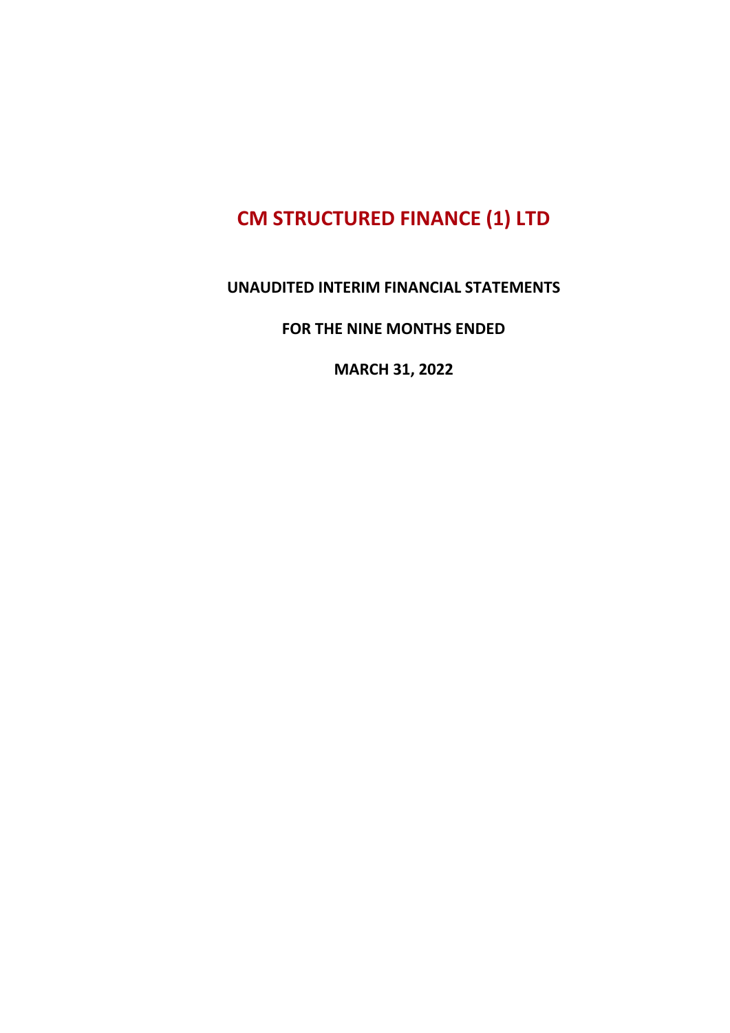# CM STRUCTURED FINANCE (1) LTD

**UNAUDITED INTERIM FINANCIAL STATEMENTS**

**FOR THE NINE MONTHS ENDED**

**MARCH 31, 2022**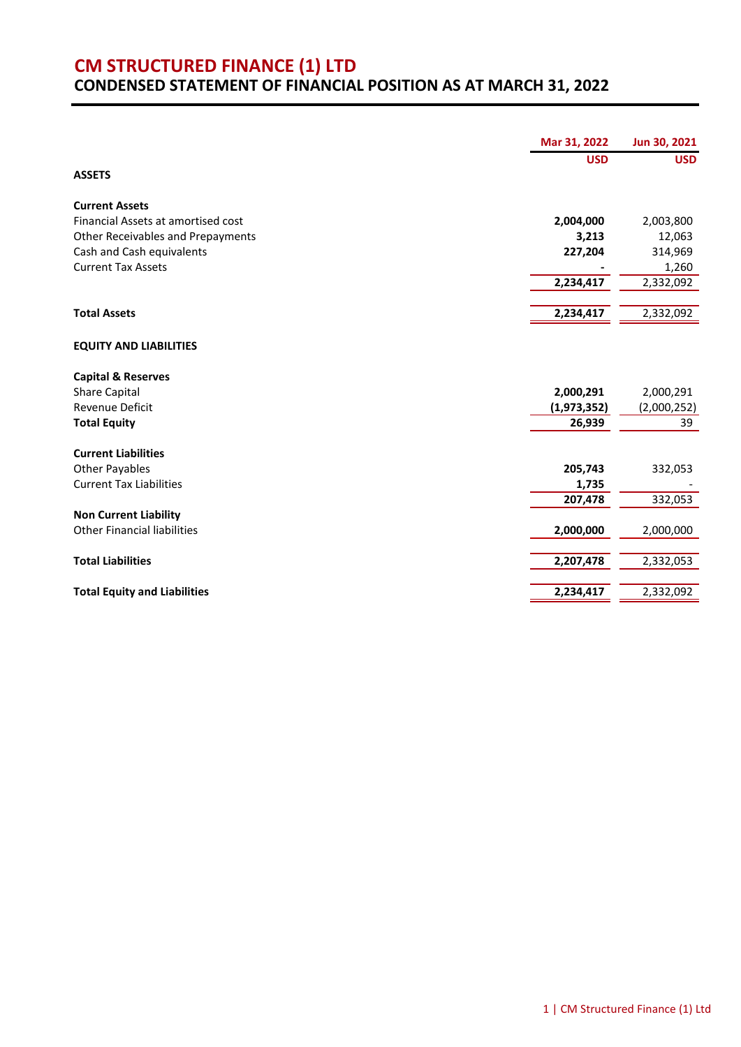# CM STRUCTURED FINANCE (1) LTD

## CONDENSED STATEMENT OF FINANCIAL POSITION AS AT MARCH 31, 2022

| | Mar 31, 2022 | Jun 30, 2021 |
|---|---|---|
| | USD | USD |
| **ASSETS** | | |
| **Current Assets** | | |
| Financial Assets at amortised cost | **2,004,000** | 2,003,800 |
| Other Receivables and Prepayments | **3,213** | 12,063 |
| Cash and Cash equivalents | **227,204** | 314,969 |
| Current Tax Assets | **-** | 1,260 |
| | **2,234,417** | 2,332,092 |
| **Total Assets** | **2,234,417** | 2,332,092 |
| **EQUITY AND LIABILITIES** | | |
| **Capital & Reserves** | | |
| Share Capital | **2,000,291** | 2,000,291 |
| Revenue Deficit | **(1,973,352)** | (2,000,252) |
| **Total Equity** | **26,939** | 39 |
| **Current Liabilities** | | |
| Other Payables | **205,743** | 332,053 |
| Current Tax Liabilities | **1,735** | - |
| | **207,478** | 332,053 |
| **Non Current Liability** | | |
| Other Financial liabilities | **2,000,000** | 2,000,000 |
| **Total Liabilities** | **2,207,478** | 2,332,053 |
| **Total Equity and Liabilities** | **2,234,417** | 2,332,092 |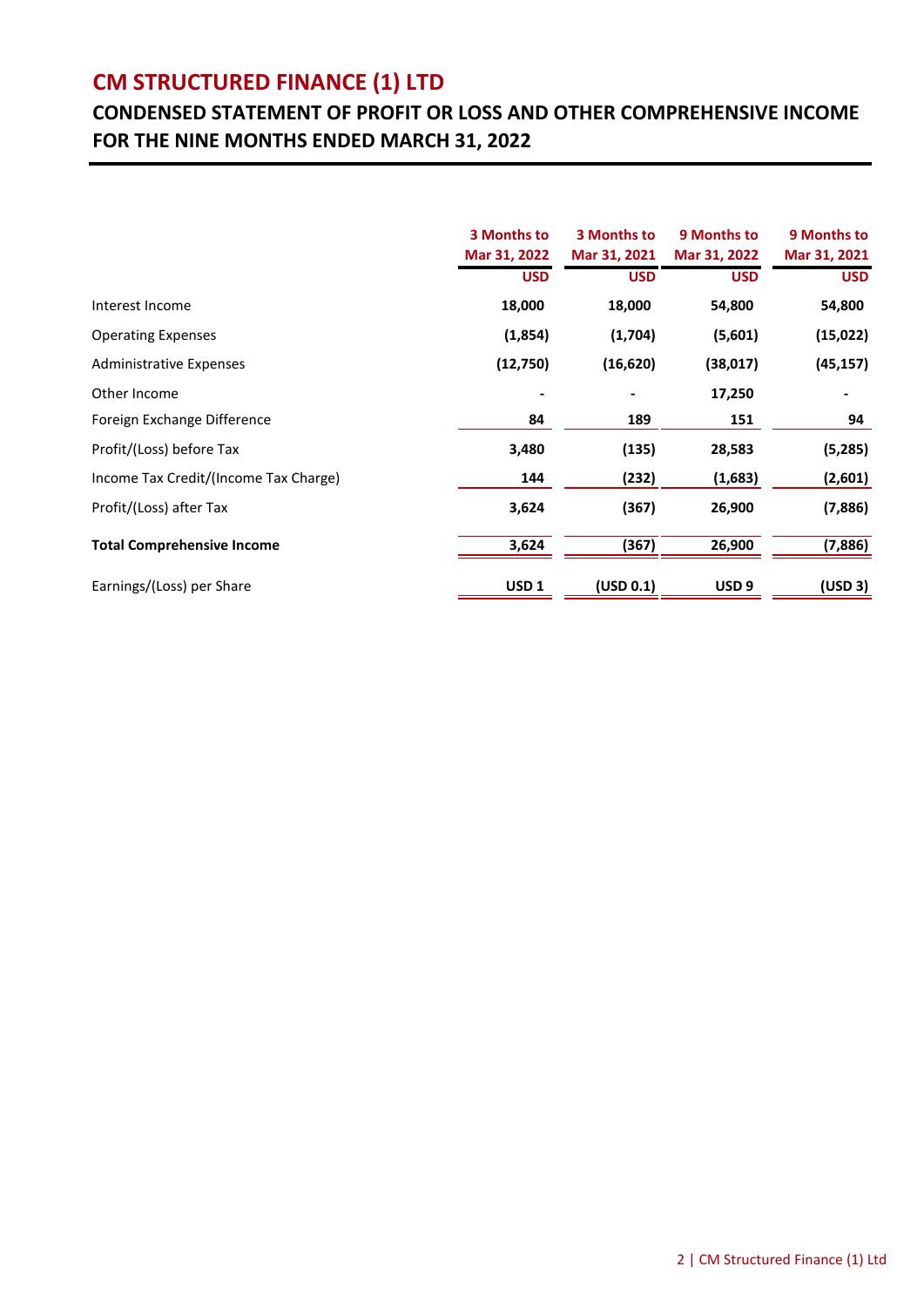# CM STRUCTURED FINANCE (1) LTD

## CONDENSED STATEMENT OF PROFIT OR LOSS AND OTHER COMPREHENSIVE INCOME FOR THE NINE MONTHS ENDED MARCH 31, 2022

| | 3 Months to Mar 31, 2022 | 3 Months to Mar 31, 2021 | 9 Months to Mar 31, 2022 | 9 Months to Mar 31, 2021 |
|---|---|---|---|---|
| | USD | USD | USD | USD |
| Interest Income | 18,000 | 18,000 | 54,800 | 54,800 |
| Operating Expenses | (1,854) | (1,704) | (5,601) | (15,022) |
| Administrative Expenses | (12,750) | (16,620) | (38,017) | (45,157) |
| Other Income | - | - | 17,250 | - |
| Foreign Exchange Difference | 84 | 189 | 151 | 94 |
| Profit/(Loss) before Tax | 3,480 | (135) | 28,583 | (5,285) |
| Income Tax Credit/(Income Tax Charge) | 144 | (232) | (1,683) | (2,601) |
| Profit/(Loss) after Tax | 3,624 | (367) | 26,900 | (7,886) |
| **Total Comprehensive Income** | 3,624 | (367) | 26,900 | (7,886) |
| Earnings/(Loss) per Share | USD 1 | (USD 0.1) | USD 9 | (USD 3) |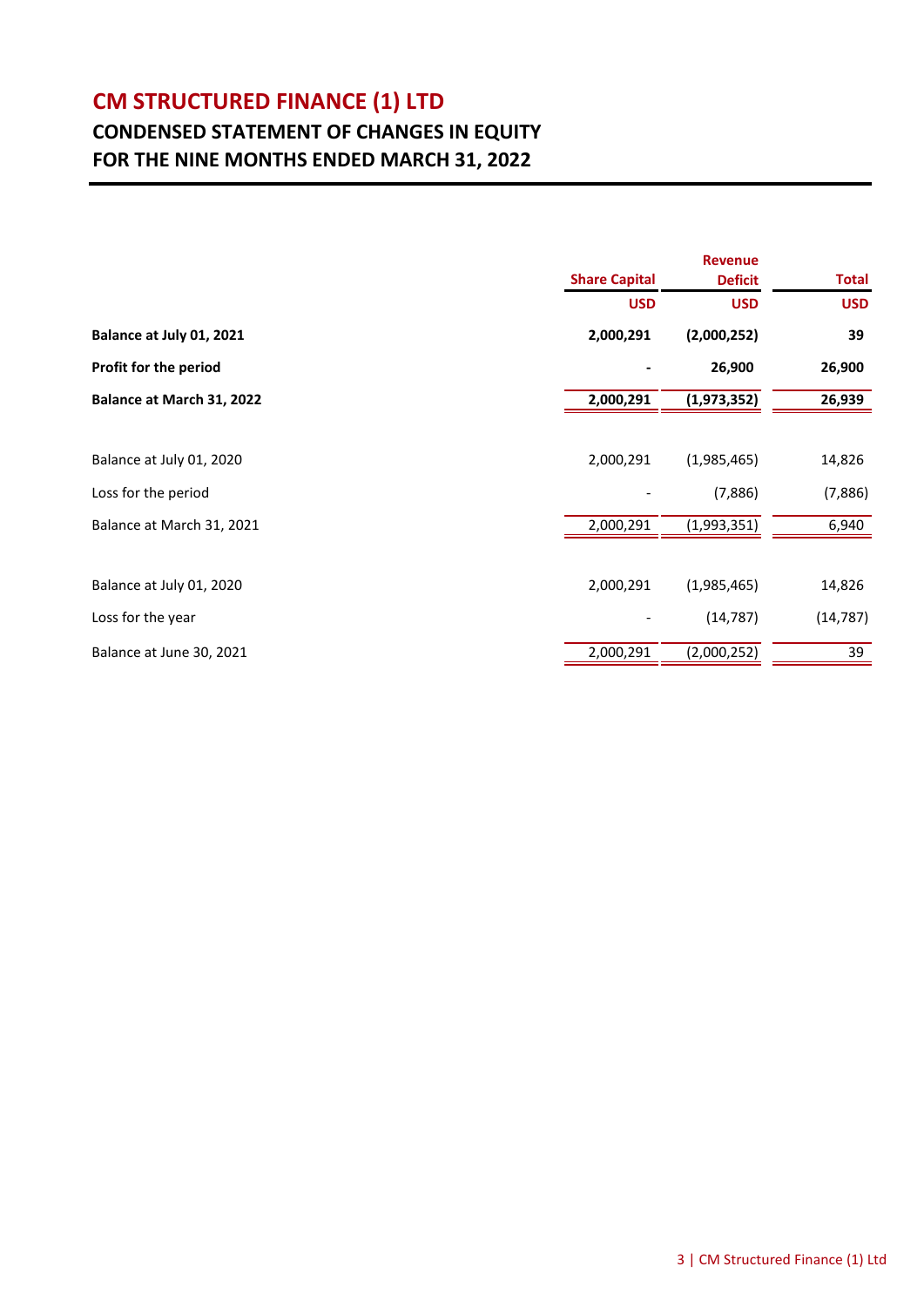# CM STRUCTURED FINANCE (1) LTD

## CONDENSED STATEMENT OF CHANGES IN EQUITY

## FOR THE NINE MONTHS ENDED MARCH 31, 2022

| | Share Capital | Revenue Deficit | Total |
|---|---|---|---|
| | USD | USD | USD |
| **Balance at July 01, 2021** | **2,000,291** | **(2,000,252)** | **39** |
| **Profit for the period** | **-** | **26,900** | **26,900** |
| **Balance at March 31, 2022** | **2,000,291** | **(1,973,352)** | **26,939** |
| | | | |
| Balance at July 01, 2020 | 2,000,291 | (1,985,465) | 14,826 |
| Loss for the period | - | (7,886) | (7,886) |
| Balance at March 31, 2021 | 2,000,291 | (1,993,351) | 6,940 |
| | | | |
| Balance at July 01, 2020 | 2,000,291 | (1,985,465) | 14,826 |
| Loss for the year | - | (14,787) | (14,787) |
| Balance at June 30, 2021 | 2,000,291 | (2,000,252) | 39 |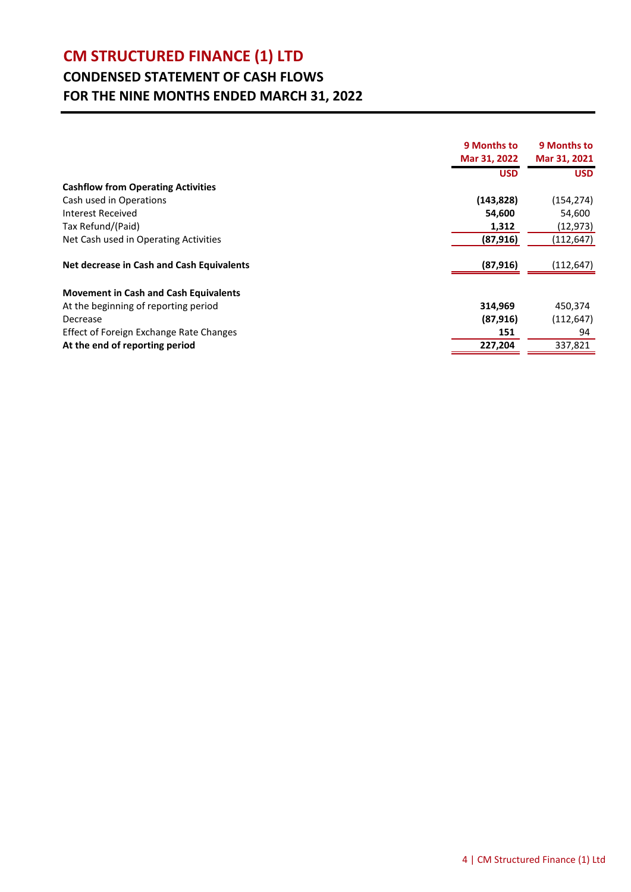# CM STRUCTURED FINANCE (1) LTD

## CONDENSED STATEMENT OF CASH FLOWS

## FOR THE NINE MONTHS ENDED MARCH 31, 2022

| | 9 Months to Mar 31, 2022 | 9 Months to Mar 31, 2021 |
|---|---|---|
| | **USD** | **USD** |
| **Cashflow from Operating Activities** | | |
| Cash used in Operations | **(143,828)** | (154,274) |
| Interest Received | **54,600** | 54,600 |
| Tax Refund/(Paid) | **1,312** | (12,973) |
| Net Cash used in Operating Activities | **(87,916)** | (112,647) |
| | | |
| **Net decrease in Cash and Cash Equivalents** | **(87,916)** | (112,647) |
| | | |
| **Movement in Cash and Cash Equivalents** | | |
| At the beginning of reporting period | **314,969** | 450,374 |
| Decrease | **(87,916)** | (112,647) |
| Effect of Foreign Exchange Rate Changes | **151** | 94 |
| **At the end of reporting period** | **227,204** | 337,821 |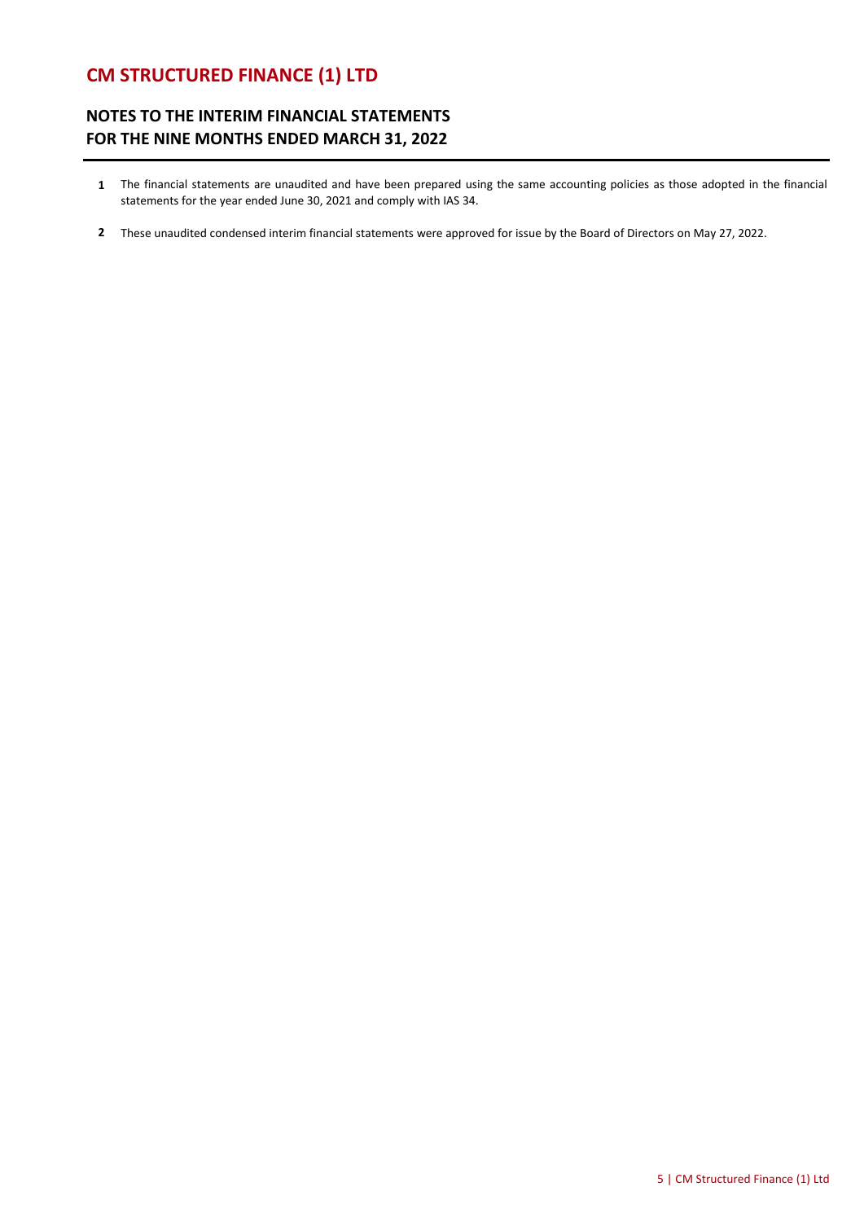# CM STRUCTURED FINANCE (1) LTD

## NOTES TO THE INTERIM FINANCIAL STATEMENTS FOR THE NINE MONTHS ENDED MARCH 31, 2022

1. The financial statements are unaudited and have been prepared using the same accounting policies as those adopted in the financial statements for the year ended June 30, 2021 and comply with IAS 34.

2. These unaudited condensed interim financial statements were approved for issue by the Board of Directors on May 27, 2022.